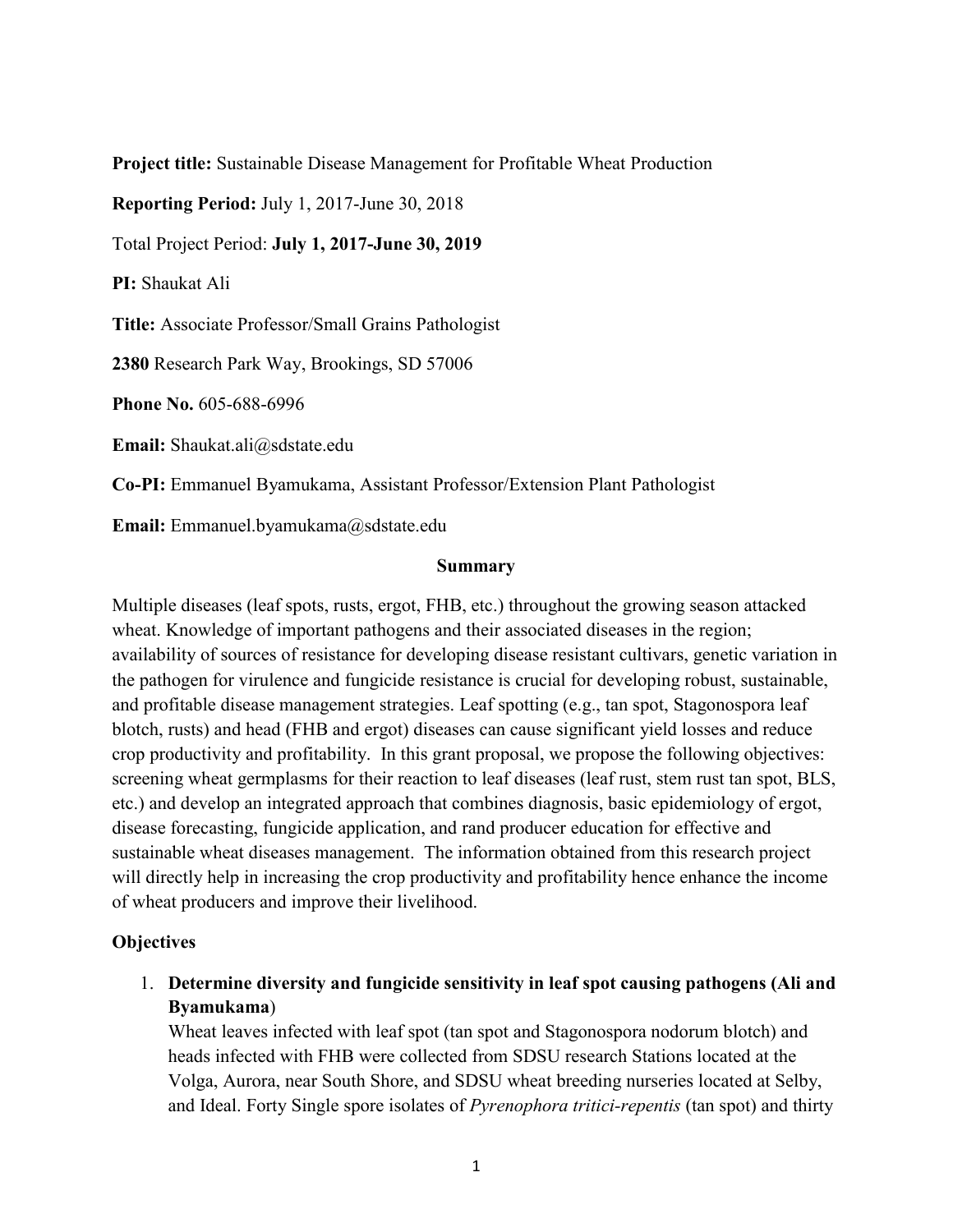**Project title:** Sustainable Disease Management for Profitable Wheat Production

**Reporting Period:** July 1, 2017-June 30, 2018

Total Project Period: **July 1, 2017-June 30, 2019**

**PI:** Shaukat Ali

**Title:** Associate Professor/Small Grains Pathologist

**2380** Research Park Way, Brookings, SD 57006

**Phone No.** 605-688-6996

**Email:** Shaukat.ali@sdstate.edu

**Co-PI:** Emmanuel Byamukama, Assistant Professor/Extension Plant Pathologist

**Email:** Emmanuel.byamukama@sdstate.edu

## Summary

Multiple diseases (leaf spots, rusts, ergot, FHB, etc.) throughout the growing season attacked wheat. Knowledge of important pathogens and their associated diseases in the region; availability of sources of resistance for developing disease resistant cultivars, genetic variation in the pathogen for virulence and fungicide resistance is crucial for developing robust, sustainable, and profitable disease management strategies. Leaf spotting (e.g., tan spot, Stagonospora leaf blotch, rusts) and head (FHB and ergot) diseases can cause significant yield losses and reduce crop productivity and profitability. In this grant proposal, we propose the following objectives: screening wheat germplasms for their reaction to leaf diseases (leaf rust, stem rust tan spot, BLS, etc.) and develop an integrated approach that combines diagnosis, basic epidemiology of ergot, disease forecasting, fungicide application, and rand producer education for effective and sustainable wheat diseases management. The information obtained from this research project will directly help in increasing the crop productivity and profitability hence enhance the income of wheat producers and improve their livelihood.

## Objectives

1. **Determine diversity and fungicide sensitivity in leaf spot causing pathogens (Ali and Byamukama)**
   Wheat leaves infected with leaf spot (tan spot and Stagonospora nodorum blotch) and heads infected with FHB were collected from SDSU research Stations located at the Volga, Aurora, near South Shore, and SDSU wheat breeding nurseries located at Selby, and Ideal. Forty Single spore isolates of *Pyrenophora tritici-repentis* (tan spot) and thirty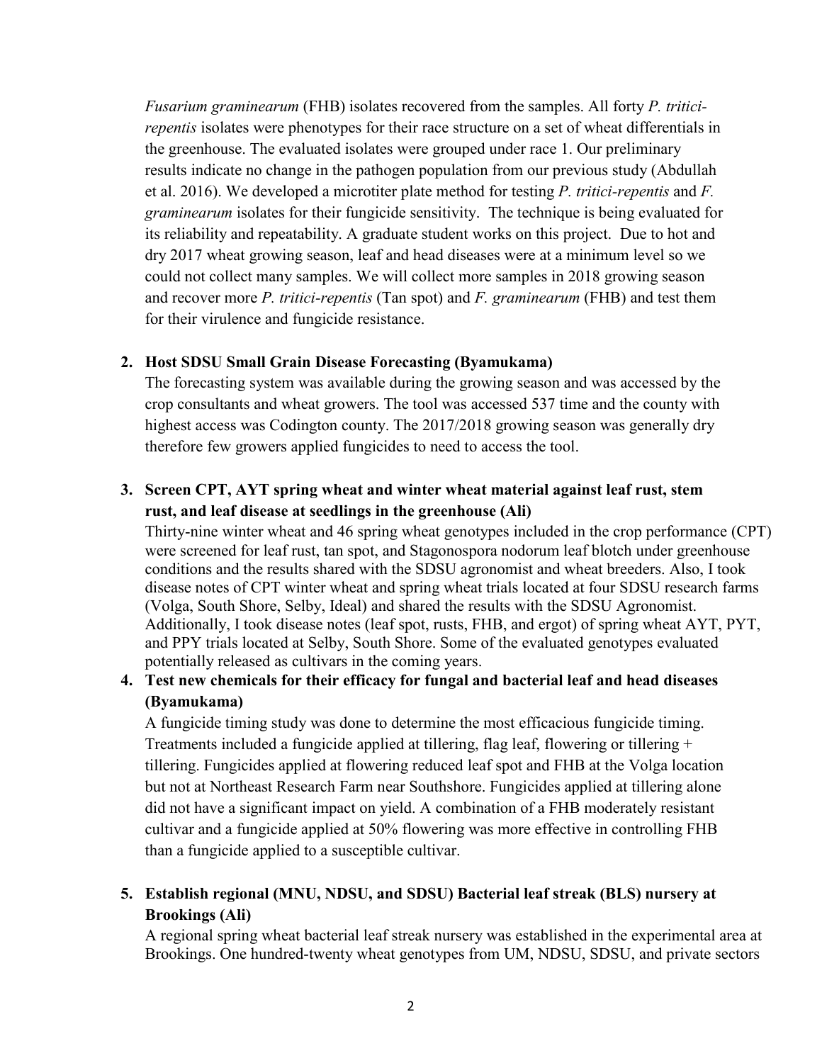*Fusarium graminearum* (FHB) isolates recovered from the samples. All forty *P. tritici-repentis* isolates were phenotypes for their race structure on a set of wheat differentials in the greenhouse. The evaluated isolates were grouped under race 1. Our preliminary results indicate no change in the pathogen population from our previous study (Abdullah et al. 2016). We developed a microtiter plate method for testing *P. tritici-repentis* and *F. graminearum* isolates for their fungicide sensitivity. The technique is being evaluated for its reliability and repeatability. A graduate student works on this project. Due to hot and dry 2017 wheat growing season, leaf and head diseases were at a minimum level so we could not collect many samples. We will collect more samples in 2018 growing season and recover more *P. tritici-repentis* (Tan spot) and *F. graminearum* (FHB) and test them for their virulence and fungicide resistance.

2. **Host SDSU Small Grain Disease Forecasting (Byamukama)**

   The forecasting system was available during the growing season and was accessed by the crop consultants and wheat growers. The tool was accessed 537 time and the county with highest access was Codington county. The 2017/2018 growing season was generally dry therefore few growers applied fungicides to need to access the tool.

3. **Screen CPT, AYT spring wheat and winter wheat material against leaf rust, stem rust, and leaf disease at seedlings in the greenhouse (Ali)**

   Thirty-nine winter wheat and 46 spring wheat genotypes included in the crop performance (CPT) were screened for leaf rust, tan spot, and Stagonospora nodorum leaf blotch under greenhouse conditions and the results shared with the SDSU agronomist and wheat breeders. Also, I took disease notes of CPT winter wheat and spring wheat trials located at four SDSU research farms (Volga, South Shore, Selby, Ideal) and shared the results with the SDSU Agronomist. Additionally, I took disease notes (leaf spot, rusts, FHB, and ergot) of spring wheat AYT, PYT, and PPY trials located at Selby, South Shore. Some of the evaluated genotypes evaluated potentially released as cultivars in the coming years.

4. **Test new chemicals for their efficacy for fungal and bacterial leaf and head diseases (Byamukama)**

   A fungicide timing study was done to determine the most efficacious fungicide timing. Treatments included a fungicide applied at tillering, flag leaf, flowering or tillering + tillering. Fungicides applied at flowering reduced leaf spot and FHB at the Volga location but not at Northeast Research Farm near Southshore. Fungicides applied at tillering alone did not have a significant impact on yield. A combination of a FHB moderately resistant cultivar and a fungicide applied at 50% flowering was more effective in controlling FHB than a fungicide applied to a susceptible cultivar.

5. **Establish regional (MNU, NDSU, and SDSU) Bacterial leaf streak (BLS) nursery at Brookings (Ali)**

   A regional spring wheat bacterial leaf streak nursery was established in the experimental area at Brookings. One hundred-twenty wheat genotypes from UM, NDSU, SDSU, and private sectors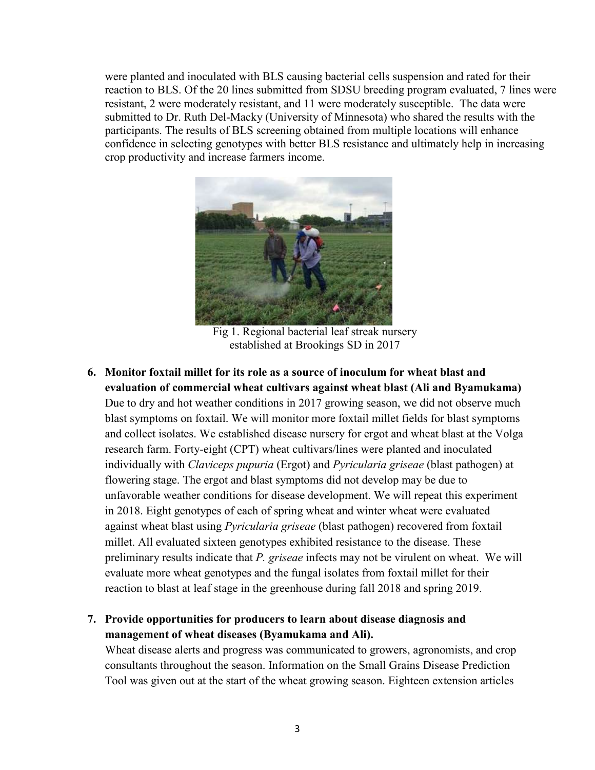were planted and inoculated with BLS causing bacterial cells suspension and rated for their reaction to BLS. Of the 20 lines submitted from SDSU breeding program evaluated, 7 lines were resistant, 2 were moderately resistant, and 11 were moderately susceptible. The data were submitted to Dr. Ruth Del-Macky (University of Minnesota) who shared the results with the participants. The results of BLS screening obtained from multiple locations will enhance confidence in selecting genotypes with better BLS resistance and ultimately help in increasing crop productivity and increase farmers income.

Fig 1. Regional bacterial leaf streak nursery established at Brookings SD in 2017

6. **Monitor foxtail millet for its role as a source of inoculum for wheat blast and evaluation of commercial wheat cultivars against wheat blast (Ali and Byamukama)**
   Due to dry and hot weather conditions in 2017 growing season, we did not observe much blast symptoms on foxtail. We will monitor more foxtail millet fields for blast symptoms and collect isolates. We established disease nursery for ergot and wheat blast at the Volga research farm. Forty-eight (CPT) wheat cultivars/lines were planted and inoculated individually with *Claviceps pupuria* (Ergot) and *Pyricularia griseae* (blast pathogen) at flowering stage. The ergot and blast symptoms did not develop may be due to unfavorable weather conditions for disease development. We will repeat this experiment in 2018. Eight genotypes of each of spring wheat and winter wheat were evaluated against wheat blast using *Pyricularia griseae* (blast pathogen) recovered from foxtail millet. All evaluated sixteen genotypes exhibited resistance to the disease. These preliminary results indicate that *P. griseae* infects may not be virulent on wheat. We will evaluate more wheat genotypes and the fungal isolates from foxtail millet for their reaction to blast at leaf stage in the greenhouse during fall 2018 and spring 2019.

7. **Provide opportunities for producers to learn about disease diagnosis and management of wheat diseases (Byamukama and Ali).**
   Wheat disease alerts and progress was communicated to growers, agronomists, and crop consultants throughout the season. Information on the Small Grains Disease Prediction Tool was given out at the start of the wheat growing season. Eighteen extension articles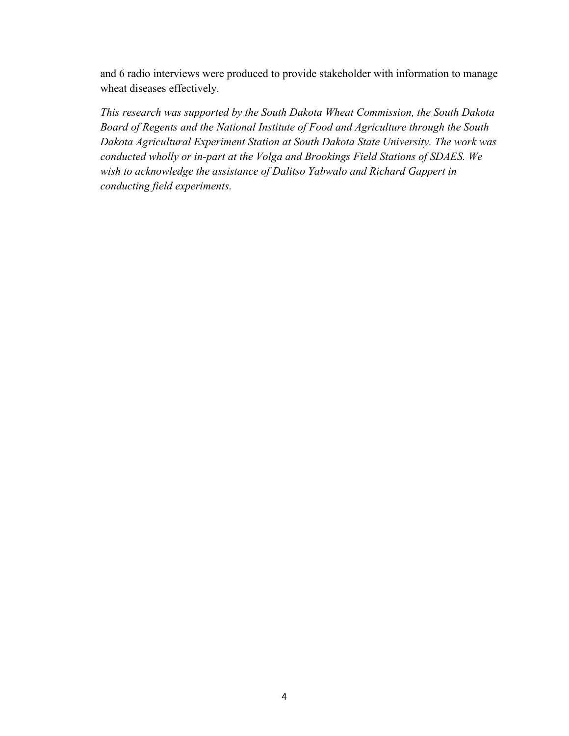and 6 radio interviews were produced to provide stakeholder with information to manage wheat diseases effectively.

*This research was supported by the South Dakota Wheat Commission, the South Dakota Board of Regents and the National Institute of Food and Agriculture through the South Dakota Agricultural Experiment Station at South Dakota State University. The work was conducted wholly or in-part at the Volga and Brookings Field Stations of SDAES. We wish to acknowledge the assistance of Dalitso Yabwalo and Richard Gappert in conducting field experiments.*